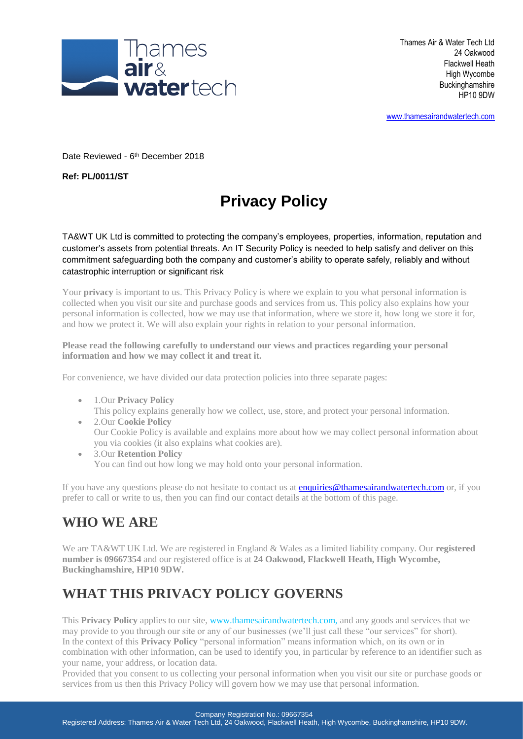Thames Air & Water Tech Ltd
24 Oakwood
Flackwell Heath
High Wycombe
Buckinghamshire
HP10 9DW

www.thamesairandwatertech.com

Date Reviewed - 6th December 2018

**Ref: PL/0011/ST**

# Privacy Policy

TA&WT UK Ltd is committed to protecting the company's employees, properties, information, reputation and customer's assets from potential threats. An IT Security Policy is needed to help satisfy and deliver on this commitment safeguarding both the company and customer's ability to operate safely, reliably and without catastrophic interruption or significant risk

Your **privacy** is important to us. This Privacy Policy is where we explain to you what personal information is collected when you visit our site and purchase goods and services from us. This policy also explains how your personal information is collected, how we may use that information, where we store it, how long we store it for, and how we protect it. We will also explain your rights in relation to your personal information.

**Please read the following carefully to understand our views and practices regarding your personal information and how we may collect it and treat it.**

For convenience, we have divided our data protection policies into three separate pages:

- 1.Our **Privacy Policy**
  This policy explains generally how we collect, use, store, and protect your personal information.
- 2.Our **Cookie Policy**
  Our Cookie Policy is available and explains more about how we may collect personal information about you via cookies (it also explains what cookies are).
- 3.Our **Retention Policy**
  You can find out how long we may hold onto your personal information.

If you have any questions please do not hesitate to contact us at **enquiries@thamesairandwatertech.com** or, if you prefer to call or write to us, then you can find our contact details at the bottom of this page.

## WHO WE ARE

We are TA&WT UK Ltd. We are registered in England & Wales as a limited liability company. Our **registered number is 09667354** and our registered office is at **24 Oakwood, Flackwell Heath, High Wycombe, Buckinghamshire, HP10 9DW.**

## WHAT THIS PRIVACY POLICY GOVERNS

This **Privacy Policy** applies to our site, www.thamesairandwatertech.com, and any goods and services that we may provide to you through our site or any of our businesses (we'll just call these "our services" for short).
In the context of this **Privacy Policy** "personal information" means information which, on its own or in combination with other information, can be used to identify you, in particular by reference to an identifier such as your name, your address, or location data.
Provided that you consent to us collecting your personal information when you visit our site or purchase goods or services from us then this Privacy Policy will govern how we may use that personal information.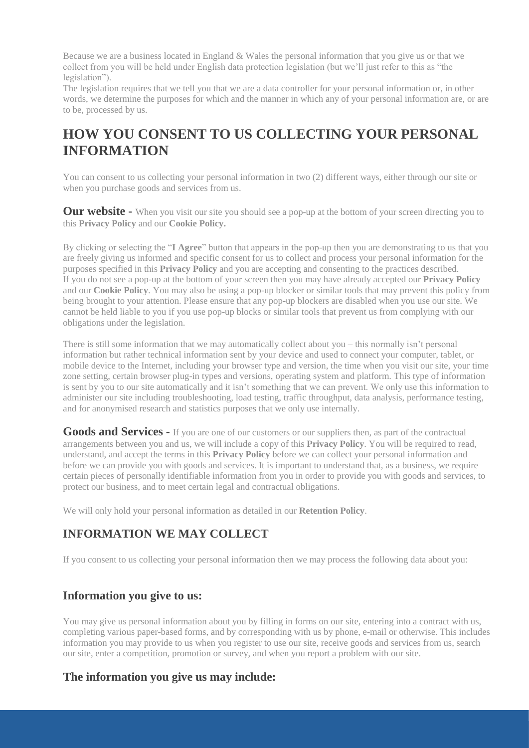Because we are a business located in England & Wales the personal information that you give us or that we collect from you will be held under English data protection legislation (but we'll just refer to this as "the legislation").

The legislation requires that we tell you that we are a data controller for your personal information or, in other words, we determine the purposes for which and the manner in which any of your personal information are, or are to be, processed by us.

# HOW YOU CONSENT TO US COLLECTING YOUR PERSONAL INFORMATION

You can consent to us collecting your personal information in two (2) different ways, either through our site or when you purchase goods and services from us.

**Our website -** When you visit our site you should see a pop-up at the bottom of your screen directing you to this **Privacy Policy** and our **Cookie Policy.**

By clicking or selecting the "**I Agree**" button that appears in the pop-up then you are demonstrating to us that you are freely giving us informed and specific consent for us to collect and process your personal information for the purposes specified in this **Privacy Policy** and you are accepting and consenting to the practices described. If you do not see a pop-up at the bottom of your screen then you may have already accepted our **Privacy Policy** and our **Cookie Policy**. You may also be using a pop-up blocker or similar tools that may prevent this policy from being brought to your attention. Please ensure that any pop-up blockers are disabled when you use our site. We cannot be held liable to you if you use pop-up blocks or similar tools that prevent us from complying with our obligations under the legislation.

There is still some information that we may automatically collect about you – this normally isn't personal information but rather technical information sent by your device and used to connect your computer, tablet, or mobile device to the Internet, including your browser type and version, the time when you visit our site, your time zone setting, certain browser plug-in types and versions, operating system and platform. This type of information is sent by you to our site automatically and it isn't something that we can prevent. We only use this information to administer our site including troubleshooting, load testing, traffic throughput, data analysis, performance testing, and for anonymised research and statistics purposes that we only use internally.

**Goods and Services -** If you are one of our customers or our suppliers then, as part of the contractual arrangements between you and us, we will include a copy of this **Privacy Policy**. You will be required to read, understand, and accept the terms in this **Privacy Policy** before we can collect your personal information and before we can provide you with goods and services. It is important to understand that, as a business, we require certain pieces of personally identifiable information from you in order to provide you with goods and services, to protect our business, and to meet certain legal and contractual obligations.

We will only hold your personal information as detailed in our **Retention Policy**.

## INFORMATION WE MAY COLLECT

If you consent to us collecting your personal information then we may process the following data about you:

### Information you give to us:

You may give us personal information about you by filling in forms on our site, entering into a contract with us, completing various paper-based forms, and by corresponding with us by phone, e-mail or otherwise. This includes information you may provide to us when you register to use our site, receive goods and services from us, search our site, enter a competition, promotion or survey, and when you report a problem with our site.

### The information you give us may include: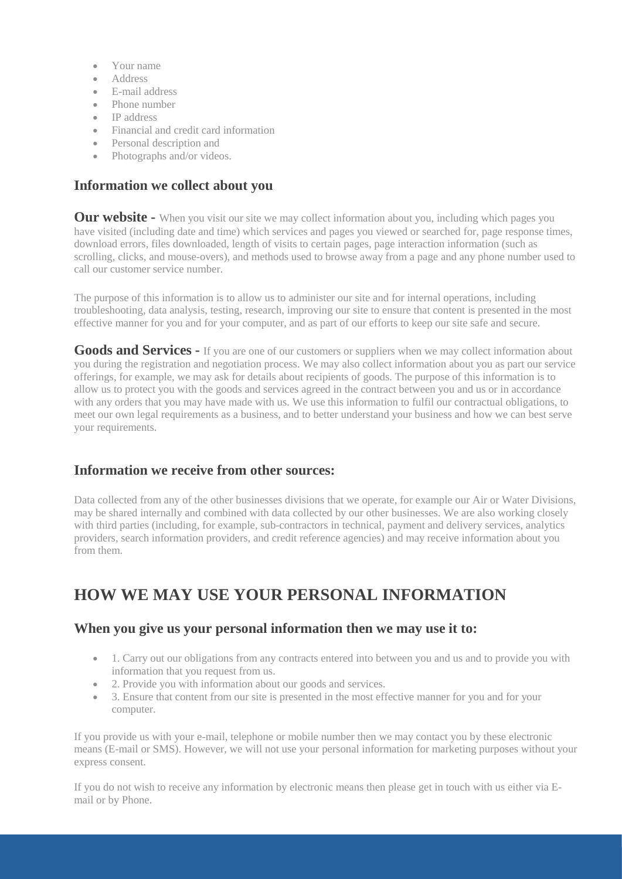- Your name
- Address
- E-mail address
- Phone number
- IP address
- Financial and credit card information
- Personal description and
- Photographs and/or videos.

### Information we collect about you

**Our website -** When you visit our site we may collect information about you, including which pages you have visited (including date and time) which services and pages you viewed or searched for, page response times, download errors, files downloaded, length of visits to certain pages, page interaction information (such as scrolling, clicks, and mouse-overs), and methods used to browse away from a page and any phone number used to call our customer service number.

The purpose of this information is to allow us to administer our site and for internal operations, including troubleshooting, data analysis, testing, research, improving our site to ensure that content is presented in the most effective manner for you and for your computer, and as part of our efforts to keep our site safe and secure.

**Goods and Services -** If you are one of our customers or suppliers when we may collect information about you during the registration and negotiation process. We may also collect information about you as part our service offerings, for example, we may ask for details about recipients of goods. The purpose of this information is to allow us to protect you with the goods and services agreed in the contract between you and us or in accordance with any orders that you may have made with us. We use this information to fulfil our contractual obligations, to meet our own legal requirements as a business, and to better understand your business and how we can best serve your requirements.

### Information we receive from other sources:

Data collected from any of the other businesses divisions that we operate, for example our Air or Water Divisions, may be shared internally and combined with data collected by our other businesses. We are also working closely with third parties (including, for example, sub-contractors in technical, payment and delivery services, analytics providers, search information providers, and credit reference agencies) and may receive information about you from them.

## HOW WE MAY USE YOUR PERSONAL INFORMATION

### When you give us your personal information then we may use it to:

- 1. Carry out our obligations from any contracts entered into between you and us and to provide you with information that you request from us.
- 2. Provide you with information about our goods and services.
- 3. Ensure that content from our site is presented in the most effective manner for you and for your computer.

If you provide us with your e-mail, telephone or mobile number then we may contact you by these electronic means (E-mail or SMS). However, we will not use your personal information for marketing purposes without your express consent.

If you do not wish to receive any information by electronic means then please get in touch with us either via E-mail or by Phone.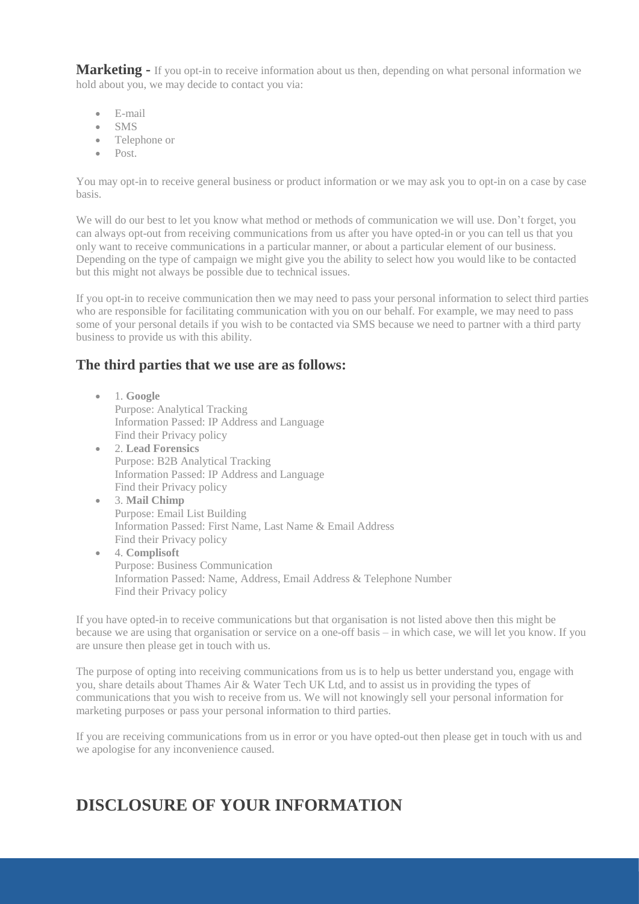**Marketing -** If you opt-in to receive information about us then, depending on what personal information we hold about you, we may decide to contact you via:

- E-mail
- SMS
- Telephone or
- Post.

You may opt-in to receive general business or product information or we may ask you to opt-in on a case by case basis.

We will do our best to let you know what method or methods of communication we will use. Don't forget, you can always opt-out from receiving communications from us after you have opted-in or you can tell us that you only want to receive communications in a particular manner, or about a particular element of our business. Depending on the type of campaign we might give you the ability to select how you would like to be contacted but this might not always be possible due to technical issues.

If you opt-in to receive communication then we may need to pass your personal information to select third parties who are responsible for facilitating communication with you on our behalf. For example, we may need to pass some of your personal details if you wish to be contacted via SMS because we need to partner with a third party business to provide us with this ability.

## The third parties that we use are as follows:

- 1. **Google**
  Purpose: Analytical Tracking
  Information Passed: IP Address and Language
  Find their Privacy policy
- 2. **Lead Forensics**
  Purpose: B2B Analytical Tracking
  Information Passed: IP Address and Language
  Find their Privacy policy
- 3. **Mail Chimp**
  Purpose: Email List Building
  Information Passed: First Name, Last Name & Email Address
  Find their Privacy policy
- 4. **Complisoft**
  Purpose: Business Communication
  Information Passed: Name, Address, Email Address & Telephone Number
  Find their Privacy policy

If you have opted-in to receive communications but that organisation is not listed above then this might be because we are using that organisation or service on a one-off basis – in which case, we will let you know. If you are unsure then please get in touch with us.

The purpose of opting into receiving communications from us is to help us better understand you, engage with you, share details about Thames Air & Water Tech UK Ltd, and to assist us in providing the types of communications that you wish to receive from us. We will not knowingly sell your personal information for marketing purposes or pass your personal information to third parties.

If you are receiving communications from us in error or you have opted-out then please get in touch with us and we apologise for any inconvenience caused.

# DISCLOSURE OF YOUR INFORMATION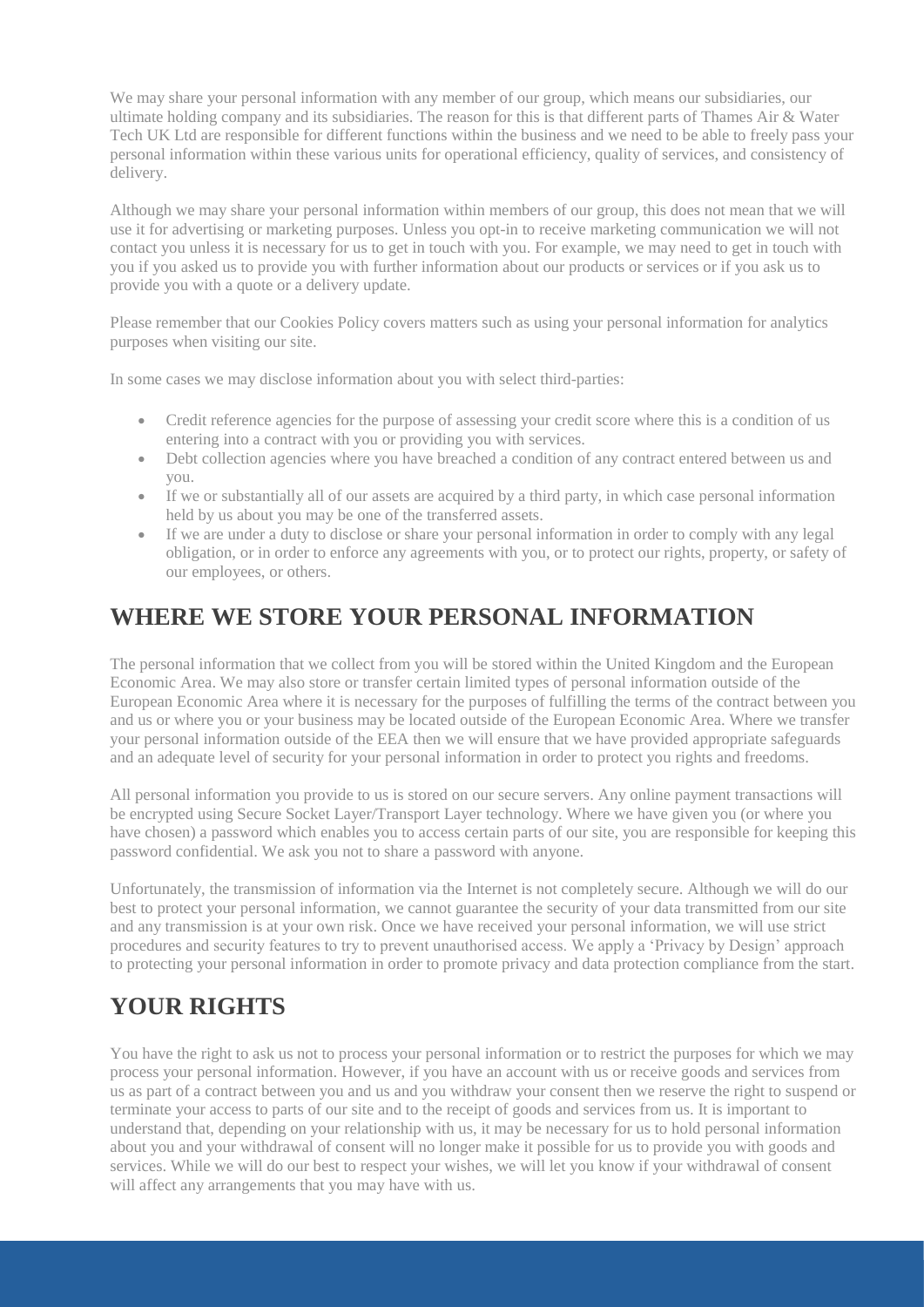We may share your personal information with any member of our group, which means our subsidiaries, our ultimate holding company and its subsidiaries. The reason for this is that different parts of Thames Air & Water Tech UK Ltd are responsible for different functions within the business and we need to be able to freely pass your personal information within these various units for operational efficiency, quality of services, and consistency of delivery.

Although we may share your personal information within members of our group, this does not mean that we will use it for advertising or marketing purposes. Unless you opt-in to receive marketing communication we will not contact you unless it is necessary for us to get in touch with you. For example, we may need to get in touch with you if you asked us to provide you with further information about our products or services or if you ask us to provide you with a quote or a delivery update.

Please remember that our Cookies Policy covers matters such as using your personal information for analytics purposes when visiting our site.

In some cases we may disclose information about you with select third-parties:

- Credit reference agencies for the purpose of assessing your credit score where this is a condition of us entering into a contract with you or providing you with services.
- Debt collection agencies where you have breached a condition of any contract entered between us and you.
- If we or substantially all of our assets are acquired by a third party, in which case personal information held by us about you may be one of the transferred assets.
- If we are under a duty to disclose or share your personal information in order to comply with any legal obligation, or in order to enforce any agreements with you, or to protect our rights, property, or safety of our employees, or others.

## WHERE WE STORE YOUR PERSONAL INFORMATION

The personal information that we collect from you will be stored within the United Kingdom and the European Economic Area. We may also store or transfer certain limited types of personal information outside of the European Economic Area where it is necessary for the purposes of fulfilling the terms of the contract between you and us or where you or your business may be located outside of the European Economic Area. Where we transfer your personal information outside of the EEA then we will ensure that we have provided appropriate safeguards and an adequate level of security for your personal information in order to protect you rights and freedoms.

All personal information you provide to us is stored on our secure servers. Any online payment transactions will be encrypted using Secure Socket Layer/Transport Layer technology. Where we have given you (or where you have chosen) a password which enables you to access certain parts of our site, you are responsible for keeping this password confidential. We ask you not to share a password with anyone.

Unfortunately, the transmission of information via the Internet is not completely secure. Although we will do our best to protect your personal information, we cannot guarantee the security of your data transmitted from our site and any transmission is at your own risk. Once we have received your personal information, we will use strict procedures and security features to try to prevent unauthorised access. We apply a 'Privacy by Design' approach to protecting your personal information in order to promote privacy and data protection compliance from the start.

## YOUR RIGHTS

You have the right to ask us not to process your personal information or to restrict the purposes for which we may process your personal information. However, if you have an account with us or receive goods and services from us as part of a contract between you and us and you withdraw your consent then we reserve the right to suspend or terminate your access to parts of our site and to the receipt of goods and services from us. It is important to understand that, depending on your relationship with us, it may be necessary for us to hold personal information about you and your withdrawal of consent will no longer make it possible for us to provide you with goods and services. While we will do our best to respect your wishes, we will let you know if your withdrawal of consent will affect any arrangements that you may have with us.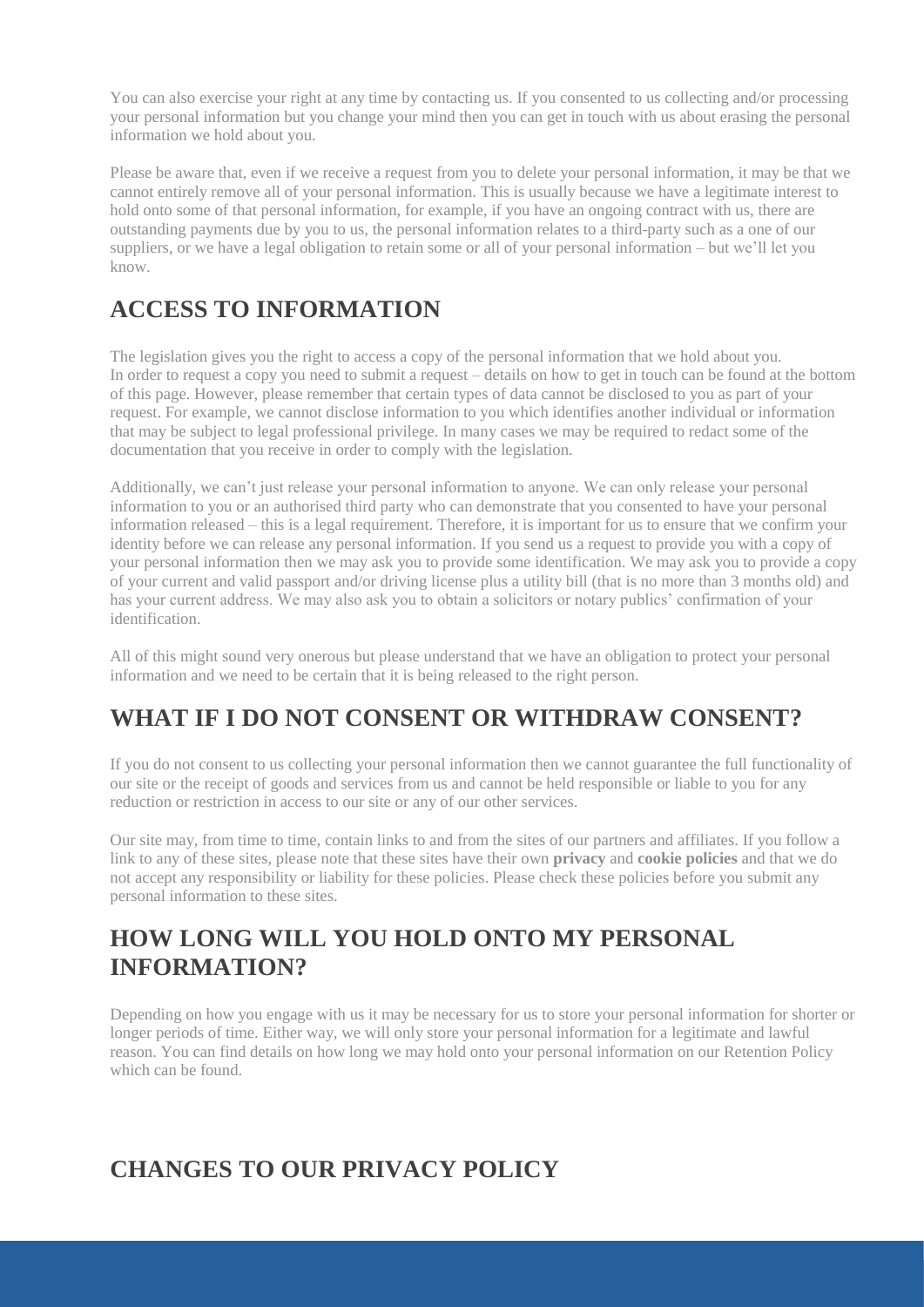You can also exercise your right at any time by contacting us. If you consented to us collecting and/or processing your personal information but you change your mind then you can get in touch with us about erasing the personal information we hold about you.

Please be aware that, even if we receive a request from you to delete your personal information, it may be that we cannot entirely remove all of your personal information. This is usually because we have a legitimate interest to hold onto some of that personal information, for example, if you have an ongoing contract with us, there are outstanding payments due by you to us, the personal information relates to a third-party such as a one of our suppliers, or we have a legal obligation to retain some or all of your personal information – but we'll let you know.

## ACCESS TO INFORMATION

The legislation gives you the right to access a copy of the personal information that we hold about you.
In order to request a copy you need to submit a request – details on how to get in touch can be found at the bottom of this page. However, please remember that certain types of data cannot be disclosed to you as part of your request. For example, we cannot disclose information to you which identifies another individual or information that may be subject to legal professional privilege. In many cases we may be required to redact some of the documentation that you receive in order to comply with the legislation.

Additionally, we can't just release your personal information to anyone. We can only release your personal information to you or an authorised third party who can demonstrate that you consented to have your personal information released – this is a legal requirement. Therefore, it is important for us to ensure that we confirm your identity before we can release any personal information. If you send us a request to provide you with a copy of your personal information then we may ask you to provide some identification. We may ask you to provide a copy of your current and valid passport and/or driving license plus a utility bill (that is no more than 3 months old) and has your current address. We may also ask you to obtain a solicitors or notary publics' confirmation of your identification.

All of this might sound very onerous but please understand that we have an obligation to protect your personal information and we need to be certain that it is being released to the right person.

## WHAT IF I DO NOT CONSENT OR WITHDRAW CONSENT?

If you do not consent to us collecting your personal information then we cannot guarantee the full functionality of our site or the receipt of goods and services from us and cannot be held responsible or liable to you for any reduction or restriction in access to our site or any of our other services.

Our site may, from time to time, contain links to and from the sites of our partners and affiliates. If you follow a link to any of these sites, please note that these sites have their own **privacy** and **cookie policies** and that we do not accept any responsibility or liability for these policies. Please check these policies before you submit any personal information to these sites.

## HOW LONG WILL YOU HOLD ONTO MY PERSONAL INFORMATION?

Depending on how you engage with us it may be necessary for us to store your personal information for shorter or longer periods of time. Either way, we will only store your personal information for a legitimate and lawful reason. You can find details on how long we may hold onto your personal information on our Retention Policy which can be found.

## CHANGES TO OUR PRIVACY POLICY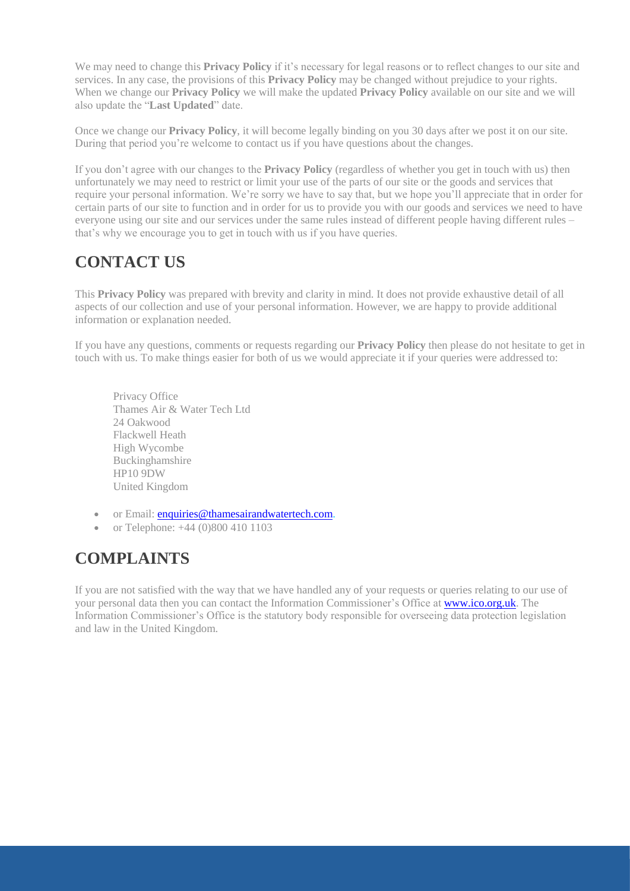We may need to change this **Privacy Policy** if it's necessary for legal reasons or to reflect changes to our site and services. In any case, the provisions of this **Privacy Policy** may be changed without prejudice to your rights. When we change our **Privacy Policy** we will make the updated **Privacy Policy** available on our site and we will also update the "**Last Updated**" date.

Once we change our **Privacy Policy**, it will become legally binding on you 30 days after we post it on our site. During that period you're welcome to contact us if you have questions about the changes.

If you don't agree with our changes to the **Privacy Policy** (regardless of whether you get in touch with us) then unfortunately we may need to restrict or limit your use of the parts of our site or the goods and services that require your personal information. We're sorry we have to say that, but we hope you'll appreciate that in order for certain parts of our site to function and in order for us to provide you with our goods and services we need to have everyone using our site and our services under the same rules instead of different people having different rules – that's why we encourage you to get in touch with us if you have queries.

## CONTACT US

This **Privacy Policy** was prepared with brevity and clarity in mind. It does not provide exhaustive detail of all aspects of our collection and use of your personal information. However, we are happy to provide additional information or explanation needed.

If you have any questions, comments or requests regarding our **Privacy Policy** then please do not hesitate to get in touch with us. To make things easier for both of us we would appreciate it if your queries were addressed to:

Privacy Office
Thames Air & Water Tech Ltd
24 Oakwood
Flackwell Heath
High Wycombe
Buckinghamshire
HP10 9DW
United Kingdom

- or Email: enquiries@thamesairandwatertech.com.
- or Telephone: +44 (0)800 410 1103

## COMPLAINTS

If you are not satisfied with the way that we have handled any of your requests or queries relating to our use of your personal data then you can contact the Information Commissioner's Office at www.ico.org.uk. The Information Commissioner's Office is the statutory body responsible for overseeing data protection legislation and law in the United Kingdom.